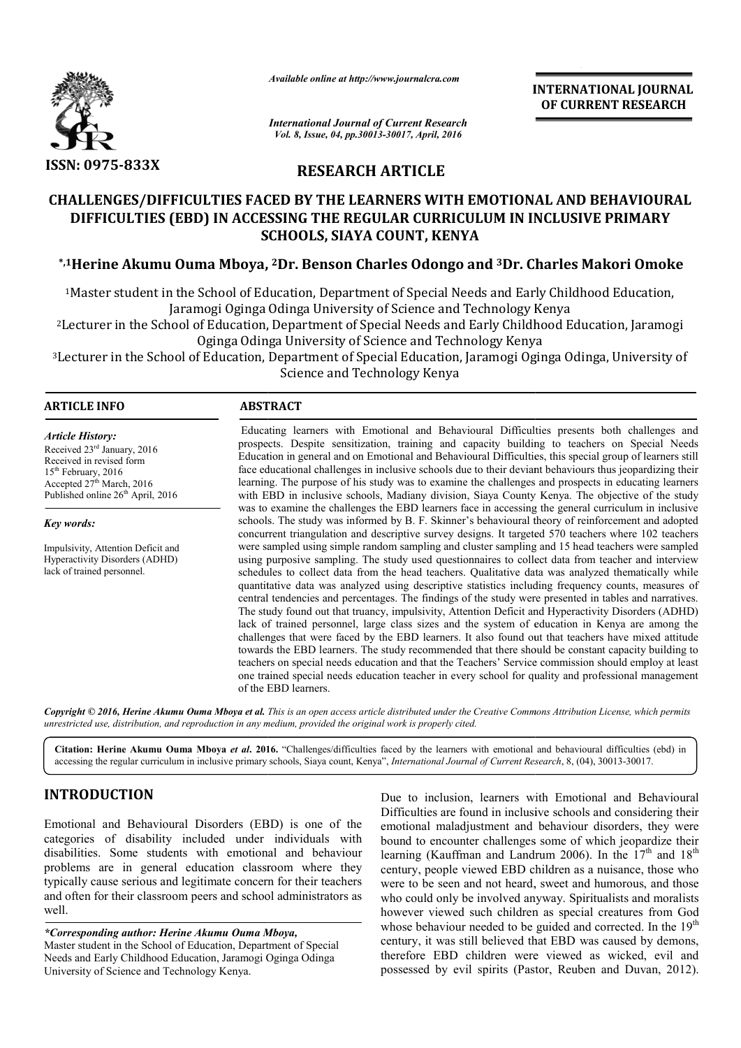ISSN: 0975-833X

*Available online at http://www.journalcra.com*

*International Journal of Current Research*
*Vol. 8, Issue, 04, pp.30013-30017, April, 2016*

**INTERNATIONAL JOURNAL OF CURRENT RESEARCH**

**RESEARCH ARTICLE**

# CHALLENGES/DIFFICULTIES FACED BY THE LEARNERS WITH EMOTIONAL AND BEHAVIOURAL DIFFICULTIES (EBD) IN ACCESSING THE REGULAR CURRICULUM IN INCLUSIVE PRIMARY SCHOOLS, SIAYA COUNT, KENYA

**\*,[1]Herine Akumu Ouma Mboya, [2]Dr. Benson Charles Odongo and [3]Dr. Charles Makori Omoke**

[1]Master student in the School of Education, Department of Special Needs and Early Childhood Education, Jaramogi Oginga Odinga University of Science and Technology Kenya

[2]Lecturer in the School of Education, Department of Special Needs and Early Childhood Education, Jaramogi Oginga Odinga University of Science and Technology Kenya

[3]Lecturer in the School of Education, Department of Special Education, Jaramogi Oginga Odinga, University of Science and Technology Kenya

**ARTICLE INFO**

*Article History:*

Received 23[rd] January, 2016
Received in revised form
15[th] February, 2016
Accepted 27[th] March, 2016
Published online 26[th] April, 2016

*Key words:*

Impulsivity, Attention Deficit and Hyperactivity Disorders (ADHD) lack of trained personnel.

**ABSTRACT**

Educating learners with Emotional and Behavioural Difficulties presents both challenges and prospects. Despite sensitization, training and capacity building to teachers on Special Needs Education in general and on Emotional and Behavioural Difficulties, this special group of learners still face educational challenges in inclusive schools due to their deviant behaviours thus jeopardizing their learning. The purpose of his study was to examine the challenges and prospects in educating learners with EBD in inclusive schools, Madiany division, Siaya County Kenya. The objective of the study was to examine the challenges the EBD learners face in accessing the general curriculum in inclusive schools. The study was informed by B. F. Skinner's behavioural theory of reinforcement and adopted concurrent triangulation and descriptive survey designs. It targeted 570 teachers where 102 teachers were sampled using simple random sampling and cluster sampling and 15 head teachers were sampled using purposive sampling. The study used questionnaires to collect data from teacher and interview schedules to collect data from the head teachers. Qualitative data was analyzed thematically while quantitative data was analyzed using descriptive statistics including frequency counts, measures of central tendencies and percentages. The findings of the study were presented in tables and narratives. The study found out that truancy, impulsivity, Attention Deficit and Hyperactivity Disorders (ADHD) lack of trained personnel, large class sizes and the system of education in Kenya are among the challenges that were faced by the EBD learners. It also found out that teachers have mixed attitude towards the EBD learners. The study recommended that there should be constant capacity building to teachers on special needs education and that the Teachers' Service commission should employ at least one trained special needs education teacher in every school for quality and professional management of the EBD learners.

***Copyright © 2016, Herine Akumu Ouma Mboya et al.** This is an open access article distributed under the Creative Commons Attribution License, which permits unrestricted use, distribution, and reproduction in any medium, provided the original work is properly cited.*

**Citation: Herine Akumu Ouma Mboya *et al*. 2016.** "Challenges/difficulties faced by the learners with emotional and behavioural difficulties (ebd) in accessing the regular curriculum in inclusive primary schools, Siaya count, Kenya", *International Journal of Current Research*, 8, (04), 30013-30017.

## INTRODUCTION

Emotional and Behavioural Disorders (EBD) is one of the categories of disability included under individuals with disabilities. Some students with emotional and behaviour problems are in general education classroom where they typically cause serious and legitimate concern for their teachers and often for their classroom peers and school administrators as well.

Due to inclusion, learners with Emotional and Behavioural Difficulties are found in inclusive schools and considering their emotional maladjustment and behaviour disorders, they were bound to encounter challenges some of which jeopardize their learning (Kauffman and Landrum 2006). In the 17[th] and 18[th] century, people viewed EBD children as a nuisance, those who were to be seen and not heard, sweet and humorous, and those who could only be involved anyway. Spiritualists and moralists however viewed such children as special creatures from God whose behaviour needed to be guided and corrected. In the 19[th] century, it was still believed that EBD was caused by demons, therefore EBD children were viewed as wicked, evil and possessed by evil spirits (Pastor, Reuben and Duvan, 2012).

*\*Corresponding author: Herine Akumu Ouma Mboya,*
Master student in the School of Education, Department of Special Needs and Early Childhood Education, Jaramogi Oginga Odinga University of Science and Technology Kenya.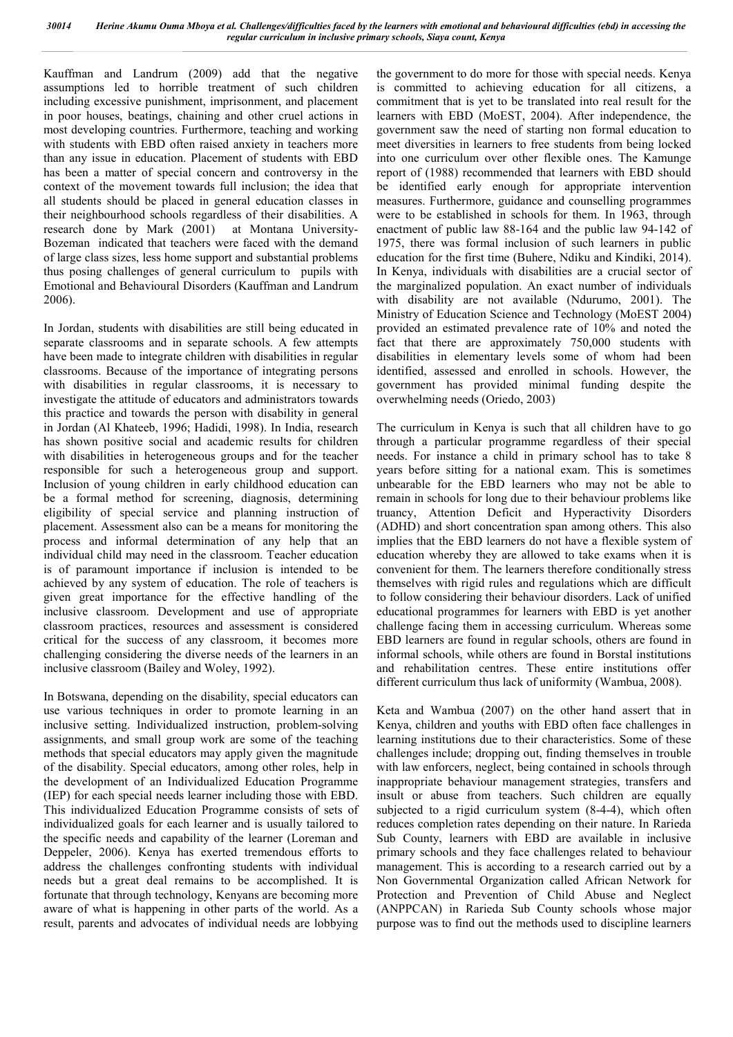Kauffman and Landrum (2009) add that the negative assumptions led to horrible treatment of such children including excessive punishment, imprisonment, and placement in poor houses, beatings, chaining and other cruel actions in most developing countries. Furthermore, teaching and working with students with EBD often raised anxiety in teachers more than any issue in education. Placement of students with EBD has been a matter of special concern and controversy in the context of the movement towards full inclusion; the idea that all students should be placed in general education classes in their neighbourhood schools regardless of their disabilities. A research done by Mark (2001) at Montana University-Bozeman indicated that teachers were faced with the demand of large class sizes, less home support and substantial problems thus posing challenges of general curriculum to pupils with Emotional and Behavioural Disorders (Kauffman and Landrum 2006).

In Jordan, students with disabilities are still being educated in separate classrooms and in separate schools. A few attempts have been made to integrate children with disabilities in regular classrooms. Because of the importance of integrating persons with disabilities in regular classrooms, it is necessary to investigate the attitude of educators and administrators towards this practice and towards the person with disability in general in Jordan (Al Khateeb, 1996; Hadidi, 1998). In India, research has shown positive social and academic results for children with disabilities in heterogeneous groups and for the teacher responsible for such a heterogeneous group and support. Inclusion of young children in early childhood education can be a formal method for screening, diagnosis, determining eligibility of special service and planning instruction of placement. Assessment also can be a means for monitoring the process and informal determination of any help that an individual child may need in the classroom. Teacher education is of paramount importance if inclusion is intended to be achieved by any system of education. The role of teachers is given great importance for the effective handling of the inclusive classroom. Development and use of appropriate classroom practices, resources and assessment is considered critical for the success of any classroom, it becomes more challenging considering the diverse needs of the learners in an inclusive classroom (Bailey and Woley, 1992).

In Botswana, depending on the disability, special educators can use various techniques in order to promote learning in an inclusive setting. Individualized instruction, problem-solving assignments, and small group work are some of the teaching methods that special educators may apply given the magnitude of the disability. Special educators, among other roles, help in the development of an Individualized Education Programme (IEP) for each special needs learner including those with EBD. This individualized Education Programme consists of sets of individualized goals for each learner and is usually tailored to the specific needs and capability of the learner (Loreman and Deppeler, 2006). Kenya has exerted tremendous efforts to address the challenges confronting students with individual needs but a great deal remains to be accomplished. It is fortunate that through technology, Kenyans are becoming more aware of what is happening in other parts of the world. As a result, parents and advocates of individual needs are lobbying the government to do more for those with special needs. Kenya is committed to achieving education for all citizens, a commitment that is yet to be translated into real result for the learners with EBD (MoEST, 2004). After independence, the government saw the need of starting non formal education to meet diversities in learners to free students from being locked into one curriculum over other flexible ones. The Kamunge report of (1988) recommended that learners with EBD should be identified early enough for appropriate intervention measures. Furthermore, guidance and counselling programmes were to be established in schools for them. In 1963, through enactment of public law 88-164 and the public law 94-142 of 1975, there was formal inclusion of such learners in public education for the first time (Buhere, Ndiku and Kindiki, 2014). In Kenya, individuals with disabilities are a crucial sector of the marginalized population. An exact number of individuals with disability are not available (Ndurumo, 2001). The Ministry of Education Science and Technology (MoEST 2004) provided an estimated prevalence rate of 10% and noted the fact that there are approximately 750,000 students with disabilities in elementary levels some of whom had been identified, assessed and enrolled in schools. However, the government has provided minimal funding despite the overwhelming needs (Oriedo, 2003)

The curriculum in Kenya is such that all children have to go through a particular programme regardless of their special needs. For instance a child in primary school has to take 8 years before sitting for a national exam. This is sometimes unbearable for the EBD learners who may not be able to remain in schools for long due to their behaviour problems like truancy, Attention Deficit and Hyperactivity Disorders (ADHD) and short concentration span among others. This also implies that the EBD learners do not have a flexible system of education whereby they are allowed to take exams when it is convenient for them. The learners therefore conditionally stress themselves with rigid rules and regulations which are difficult to follow considering their behaviour disorders. Lack of unified educational programmes for learners with EBD is yet another challenge facing them in accessing curriculum. Whereas some EBD learners are found in regular schools, others are found in informal schools, while others are found in Borstal institutions and rehabilitation centres. These entire institutions offer different curriculum thus lack of uniformity (Wambua, 2008).

Keta and Wambua (2007) on the other hand assert that in Kenya, children and youths with EBD often face challenges in learning institutions due to their characteristics. Some of these challenges include; dropping out, finding themselves in trouble with law enforcers, neglect, being contained in schools through inappropriate behaviour management strategies, transfers and insult or abuse from teachers. Such children are equally subjected to a rigid curriculum system (8-4-4), which often reduces completion rates depending on their nature. In Rarieda Sub County, learners with EBD are available in inclusive primary schools and they face challenges related to behaviour management. This is according to a research carried out by a Non Governmental Organization called African Network for Protection and Prevention of Child Abuse and Neglect (ANPPCAN) in Rarieda Sub County schools whose major purpose was to find out the methods used to discipline learners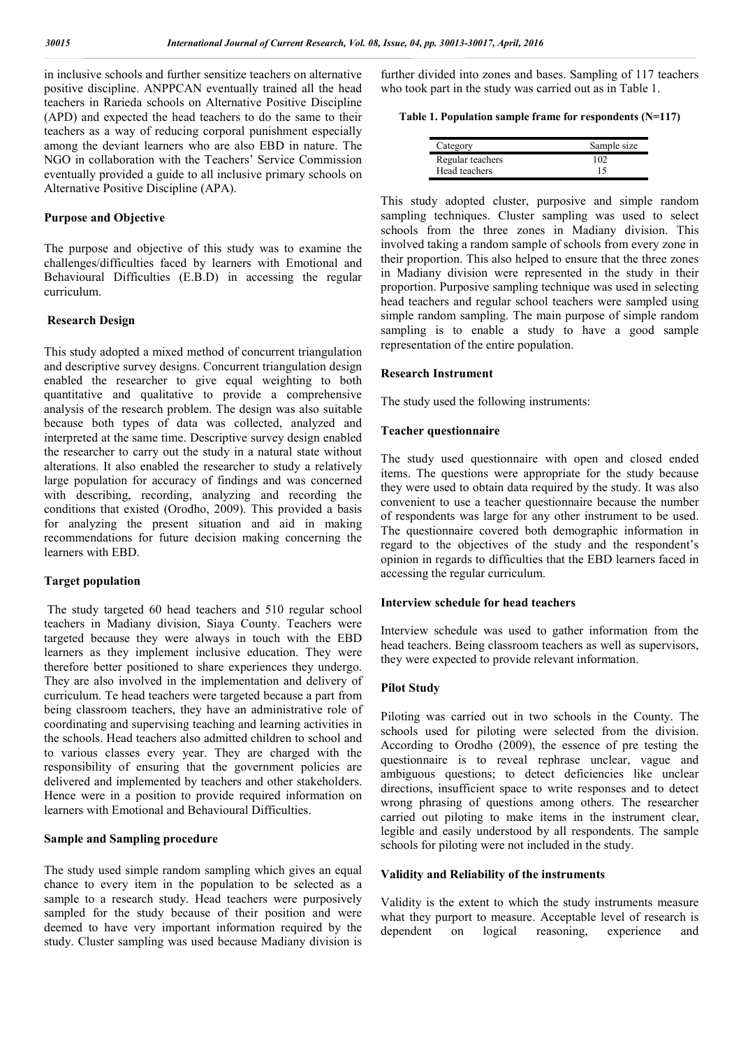in inclusive schools and further sensitize teachers on alternative positive discipline. ANPPCAN eventually trained all the head teachers in Rarieda schools on Alternative Positive Discipline (APD) and expected the head teachers to do the same to their teachers as a way of reducing corporal punishment especially among the deviant learners who are also EBD in nature. The NGO in collaboration with the Teachers' Service Commission eventually provided a guide to all inclusive primary schools on Alternative Positive Discipline (APA).

### Purpose and Objective

The purpose and objective of this study was to examine the challenges/difficulties faced by learners with Emotional and Behavioural Difficulties (E.B.D) in accessing the regular curriculum.

### Research Design

This study adopted a mixed method of concurrent triangulation and descriptive survey designs. Concurrent triangulation design enabled the researcher to give equal weighting to both quantitative and qualitative to provide a comprehensive analysis of the research problem. The design was also suitable because both types of data was collected, analyzed and interpreted at the same time. Descriptive survey design enabled the researcher to carry out the study in a natural state without alterations. It also enabled the researcher to study a relatively large population for accuracy of findings and was concerned with describing, recording, analyzing and recording the conditions that existed (Orodho, 2009). This provided a basis for analyzing the present situation and aid in making recommendations for future decision making concerning the learners with EBD.

### Target population

The study targeted 60 head teachers and 510 regular school teachers in Madiany division, Siaya County. Teachers were targeted because they were always in touch with the EBD learners as they implement inclusive education. They were therefore better positioned to share experiences they undergo. They are also involved in the implementation and delivery of curriculum. Te head teachers were targeted because a part from being classroom teachers, they have an administrative role of coordinating and supervising teaching and learning activities in the schools. Head teachers also admitted children to school and to various classes every year. They are charged with the responsibility of ensuring that the government policies are delivered and implemented by teachers and other stakeholders. Hence were in a position to provide required information on learners with Emotional and Behavioural Difficulties.

### Sample and Sampling procedure

The study used simple random sampling which gives an equal chance to every item in the population to be selected as a sample to a research study. Head teachers were purposively sampled for the study because of their position and were deemed to have very important information required by the study. Cluster sampling was used because Madiany division is further divided into zones and bases. Sampling of 117 teachers who took part in the study was carried out as in Table 1.

**Table 1. Population sample frame for respondents (N=117)**

| Category | Sample size |
|---|---|
| Regular teachers | 102 |
| Head teachers | 15 |

This study adopted cluster, purposive and simple random sampling techniques. Cluster sampling was used to select schools from the three zones in Madiany division. This involved taking a random sample of schools from every zone in their proportion. This also helped to ensure that the three zones in Madiany division were represented in the study in their proportion. Purposive sampling technique was used in selecting head teachers and regular school teachers were sampled using simple random sampling. The main purpose of simple random sampling is to enable a study to have a good sample representation of the entire population.

### Research Instrument

The study used the following instruments:

### Teacher questionnaire

The study used questionnaire with open and closed ended items. The questions were appropriate for the study because they were used to obtain data required by the study. It was also convenient to use a teacher questionnaire because the number of respondents was large for any other instrument to be used. The questionnaire covered both demographic information in regard to the objectives of the study and the respondent's opinion in regards to difficulties that the EBD learners faced in accessing the regular curriculum.

### Interview schedule for head teachers

Interview schedule was used to gather information from the head teachers. Being classroom teachers as well as supervisors, they were expected to provide relevant information.

### Pilot Study

Piloting was carried out in two schools in the County. The schools used for piloting were selected from the division. According to Orodho (2009), the essence of pre testing the questionnaire is to reveal rephrase unclear, vague and ambiguous questions; to detect deficiencies like unclear directions, insufficient space to write responses and to detect wrong phrasing of questions among others. The researcher carried out piloting to make items in the instrument clear, legible and easily understood by all respondents. The sample schools for piloting were not included in the study.

### Validity and Reliability of the instruments

Validity is the extent to which the study instruments measure what they purport to measure. Acceptable level of research is dependent on logical reasoning, experience and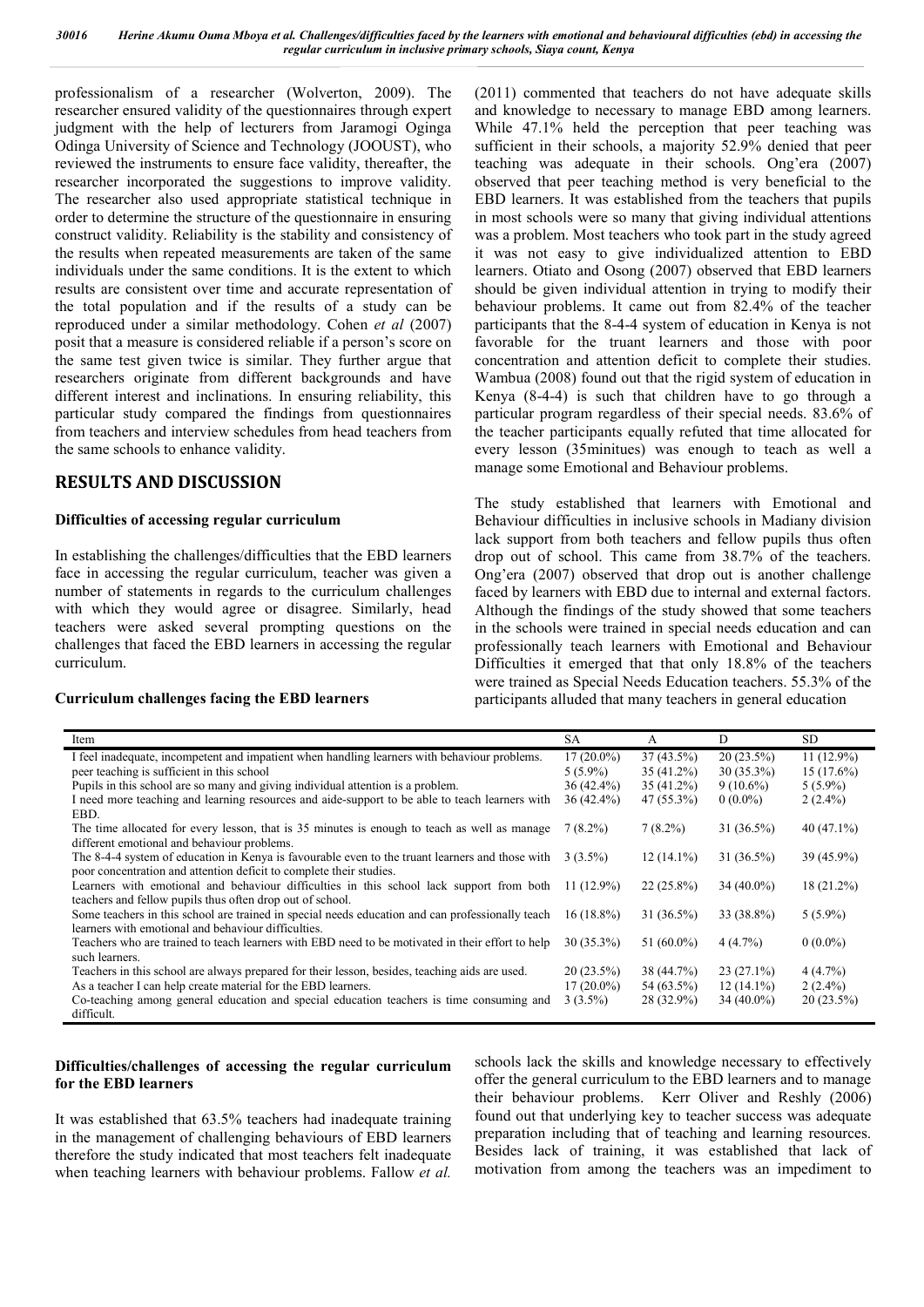professionalism of a researcher (Wolverton, 2009). The researcher ensured validity of the questionnaires through expert judgment with the help of lecturers from Jaramogi Oginga Odinga University of Science and Technology (JOOUST), who reviewed the instruments to ensure face validity, thereafter, the researcher incorporated the suggestions to improve validity. The researcher also used appropriate statistical technique in order to determine the structure of the questionnaire in ensuring construct validity. Reliability is the stability and consistency of the results when repeated measurements are taken of the same individuals under the same conditions. It is the extent to which results are consistent over time and accurate representation of the total population and if the results of a study can be reproduced under a similar methodology. Cohen *et al* (2007) posit that a measure is considered reliable if a person's score on the same test given twice is similar. They further argue that researchers originate from different backgrounds and have different interest and inclinations. In ensuring reliability, this particular study compared the findings from questionnaires from teachers and interview schedules from head teachers from the same schools to enhance validity.

## RESULTS AND DISCUSSION

### Difficulties of accessing regular curriculum

In establishing the challenges/difficulties that the EBD learners face in accessing the regular curriculum, teacher was given a number of statements in regards to the curriculum challenges with which they would agree or disagree. Similarly, head teachers were asked several prompting questions on the challenges that faced the EBD learners in accessing the regular curriculum.

### Curriculum challenges facing the EBD learners

(2011) commented that teachers do not have adequate skills and knowledge to necessary to manage EBD among learners. While 47.1% held the perception that peer teaching was sufficient in their schools, a majority 52.9% denied that peer teaching was adequate in their schools. Ong'era (2007) observed that peer teaching method is very beneficial to the EBD learners. It was established from the teachers that pupils in most schools were so many that giving individual attentions was a problem. Most teachers who took part in the study agreed it was not easy to give individualized attention to EBD learners. Otiato and Osong (2007) observed that EBD learners should be given individual attention in trying to modify their behaviour problems. It came out from 82.4% of the teacher participants that the 8-4-4 system of education in Kenya is not favorable for the truant learners and those with poor concentration and attention deficit to complete their studies. Wambua (2008) found out that the rigid system of education in Kenya (8-4-4) is such that children have to go through a particular program regardless of their special needs. 83.6% of the teacher participants equally refuted that time allocated for every lesson (35minitues) was enough to teach as well a manage some Emotional and Behaviour problems.

The study established that learners with Emotional and Behaviour difficulties in inclusive schools in Madiany division lack support from both teachers and fellow pupils thus often drop out of school. This came from 38.7% of the teachers. Ong'era (2007) observed that drop out is another challenge faced by learners with EBD due to internal and external factors. Although the findings of the study showed that some teachers in the schools were trained in special needs education and can professionally teach learners with Emotional and Behaviour Difficulties it emerged that that only 18.8% of the teachers were trained as Special Needs Education teachers. 55.3% of the participants alluded that many teachers in general education

| Item | SA | A | D | SD |
|---|---|---|---|---|
| I feel inadequate, incompetent and impatient when handling learners with behaviour problems. | 17 (20.0%) | 37 (43.5%) | 20 (23.5%) | 11 (12.9%) |
| peer teaching is sufficient in this school | 5 (5.9%) | 35 (41.2%) | 30 (35.3%) | 15 (17.6%) |
| Pupils in this school are so many and giving individual attention is a problem. | 36 (42.4%) | 35 (41.2%) | 9 (10.6%) | 5 (5.9%) |
| I need more teaching and learning resources and aide-support to be able to teach learners with EBD. | 36 (42.4%) | 47 (55.3%) | 0 (0.0%) | 2 (2.4%) |
| The time allocated for every lesson, that is 35 minutes is enough to teach as well as manage different emotional and behaviour problems. | 7 (8.2%) | 7 (8.2%) | 31 (36.5%) | 40 (47.1%) |
| The 8-4-4 system of education in Kenya is favourable even to the truant learners and those with poor concentration and attention deficit to complete their studies. | 3 (3.5%) | 12 (14.1%) | 31 (36.5%) | 39 (45.9%) |
| Learners with emotional and behaviour difficulties in this school lack support from both teachers and fellow pupils thus often drop out of school. | 11 (12.9%) | 22 (25.8%) | 34 (40.0%) | 18 (21.2%) |
| Some teachers in this school are trained in special needs education and can professionally teach learners with emotional and behaviour difficulties. | 16 (18.8%) | 31 (36.5%) | 33 (38.8%) | 5 (5.9%) |
| Teachers who are trained to teach learners with EBD need to be motivated in their effort to help such learners. | 30 (35.3%) | 51 (60.0%) | 4 (4.7%) | 0 (0.0%) |
| Teachers in this school are always prepared for their lesson, besides, teaching aids are used. | 20 (23.5%) | 38 (44.7%) | 23 (27.1%) | 4 (4.7%) |
| As a teacher I can help create material for the EBD learners. | 17 (20.0%) | 54 (63.5%) | 12 (14.1%) | 2 (2.4%) |
| Co-teaching among general education and special education teachers is time consuming and difficult. | 3 (3.5%) | 28 (32.9%) | 34 (40.0%) | 20 (23.5%) |

### Difficulties/challenges of accessing the regular curriculum for the EBD learners

It was established that 63.5% teachers had inadequate training in the management of challenging behaviours of EBD learners therefore the study indicated that most teachers felt inadequate when teaching learners with behaviour problems. Fallow *et al.*

schools lack the skills and knowledge necessary to effectively offer the general curriculum to the EBD learners and to manage their behaviour problems. Kerr Oliver and Reshly (2006) found out that underlying key to teacher success was adequate preparation including that of teaching and learning resources. Besides lack of training, it was established that lack of motivation from among the teachers was an impediment to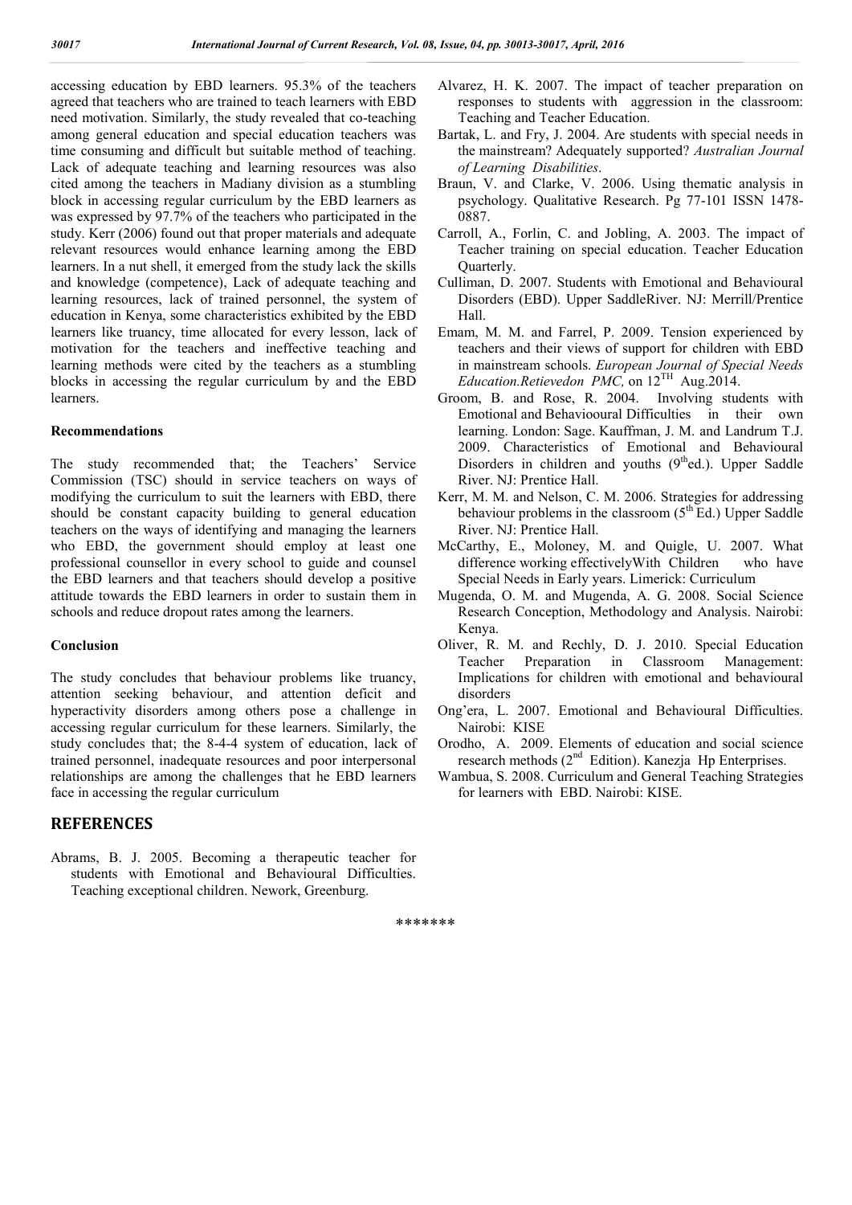accessing education by EBD learners. 95.3% of the teachers agreed that teachers who are trained to teach learners with EBD need motivation. Similarly, the study revealed that co-teaching among general education and special education teachers was time consuming and difficult but suitable method of teaching. Lack of adequate teaching and learning resources was also cited among the teachers in Madiany division as a stumbling block in accessing regular curriculum by the EBD learners as was expressed by 97.7% of the teachers who participated in the study. Kerr (2006) found out that proper materials and adequate relevant resources would enhance learning among the EBD learners. In a nut shell, it emerged from the study lack the skills and knowledge (competence), Lack of adequate teaching and learning resources, lack of trained personnel, the system of education in Kenya, some characteristics exhibited by the EBD learners like truancy, time allocated for every lesson, lack of motivation for the teachers and ineffective teaching and learning methods were cited by the teachers as a stumbling blocks in accessing the regular curriculum by and the EBD learners.

### Recommendations

The study recommended that; the Teachers' Service Commission (TSC) should in service teachers on ways of modifying the curriculum to suit the learners with EBD, there should be constant capacity building to general education teachers on the ways of identifying and managing the learners who EBD, the government should employ at least one professional counsellor in every school to guide and counsel the EBD learners and that teachers should develop a positive attitude towards the EBD learners in order to sustain them in schools and reduce dropout rates among the learners.

### Conclusion

The study concludes that behaviour problems like truancy, attention seeking behaviour, and attention deficit and hyperactivity disorders among others pose a challenge in accessing regular curriculum for these learners. Similarly, the study concludes that; the 8-4-4 system of education, lack of trained personnel, inadequate resources and poor interpersonal relationships are among the challenges that he EBD learners face in accessing the regular curriculum

## REFERENCES

Abrams, B. J. 2005. Becoming a therapeutic teacher for students with Emotional and Behavioural Difficulties. Teaching exceptional children. Nework, Greenburg.

Alvarez, H. K. 2007. The impact of teacher preparation on responses to students with aggression in the classroom: Teaching and Teacher Education.

Bartak, L. and Fry, J. 2004. Are students with special needs in the mainstream? Adequately supported? *Australian Journal of Learning Disabilities*.

Braun, V. and Clarke, V. 2006. Using thematic analysis in psychology. Qualitative Research. Pg 77-101 ISSN 1478-0887.

Carroll, A., Forlin, C. and Jobling, A. 2003. The impact of Teacher training on special education. Teacher Education Quarterly.

Culliman, D. 2007. Students with Emotional and Behavioural Disorders (EBD). Upper SaddleRiver. NJ: Merrill/Prentice Hall.

Emam, M. M. and Farrel, P. 2009. Tension experienced by teachers and their views of support for children with EBD in mainstream schools. *European Journal of Special Needs Education.Retievedon PMC,* on 12[TH] Aug.2014.

Groom, B. and Rose, R. 2004. Involving students with Emotional and Behavioural Difficulties in their own learning. London: Sage. Kauffman, J. M. and Landrum T.J. 2009. Characteristics of Emotional and Behavioural Disorders in children and youths (9[th]ed.). Upper Saddle River. NJ: Prentice Hall.

Kerr, M. M. and Nelson, C. M. 2006. Strategies for addressing behaviour problems in the classroom (5[th] Ed.) Upper Saddle River. NJ: Prentice Hall.

McCarthy, E., Moloney, M. and Quigle, U. 2007. What difference working effectivelyWith Children who have Special Needs in Early years. Limerick: Curriculum

Mugenda, O. M. and Mugenda, A. G. 2008. Social Science Research Conception, Methodology and Analysis. Nairobi: Kenya.

Oliver, R. M. and Rechly, D. J. 2010. Special Education Teacher Preparation in Classroom Management: Implications for children with emotional and behavioural disorders

Ong'era, L. 2007. Emotional and Behavioural Difficulties. Nairobi: KISE

Orodho, A. 2009. Elements of education and social science research methods (2[nd] Edition). Kanezja Hp Enterprises.

Wambua, S. 2008. Curriculum and General Teaching Strategies for learners with EBD. Nairobi: KISE.

\*\*\*\*\*\*\*